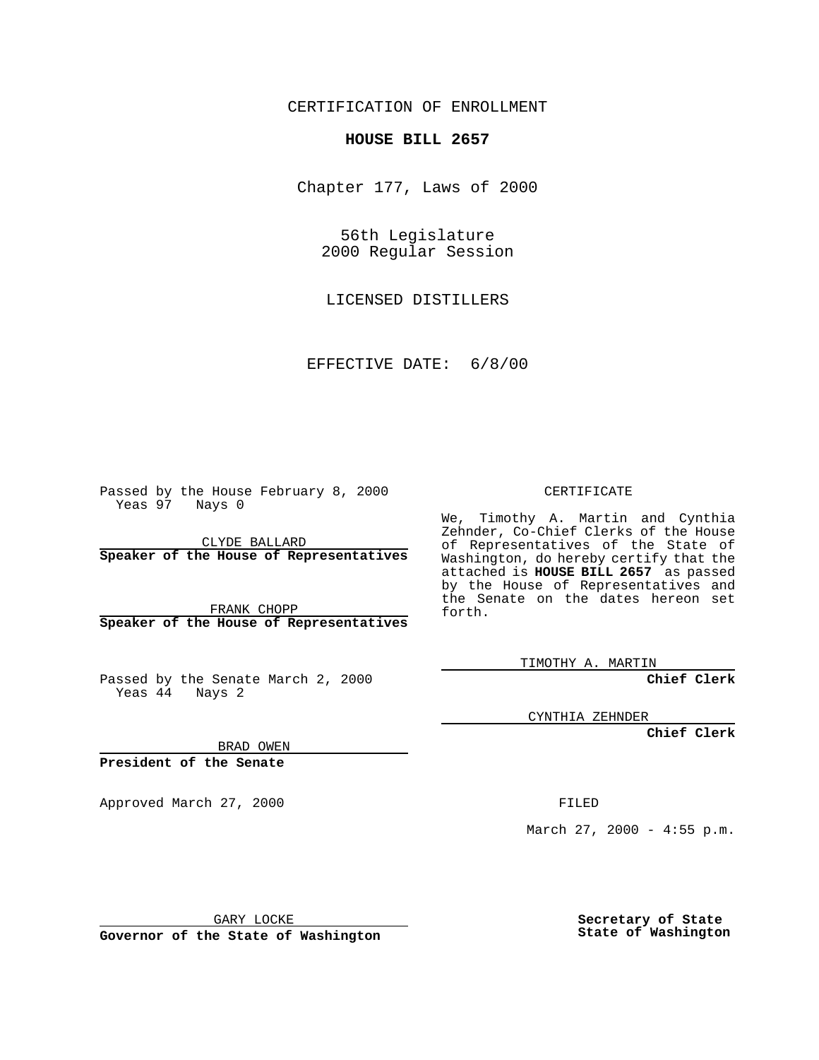CERTIFICATION OF ENROLLMENT

**HOUSE BILL 2657**

Chapter 177, Laws of 2000

56th Legislature
2000 Regular Session

LICENSED DISTILLERS

EFFECTIVE DATE: 6/8/00

Passed by the House February 8, 2000
Yeas 97 Nays 0

CLYDE BALLARD
**Speaker of the House of Representatives**

FRANK CHOPP
**Speaker of the House of Representatives**

Passed by the Senate March 2, 2000
Yeas 44 Nays 2

BRAD OWEN
**President of the Senate**

Approved March 27, 2000

GARY LOCKE
**Governor of the State of Washington**

CERTIFICATE

We, Timothy A. Martin and Cynthia Zehnder, Co-Chief Clerks of the House of Representatives of the State of Washington, do hereby certify that the attached is **HOUSE BILL 2657** as passed by the House of Representatives and the Senate on the dates hereon set forth.

TIMOTHY A. MARTIN
**Chief Clerk**

CYNTHIA ZEHNDER
**Chief Clerk**

FILED

March 27, 2000 - 4:55 p.m.

**Secretary of State**
**State of Washington**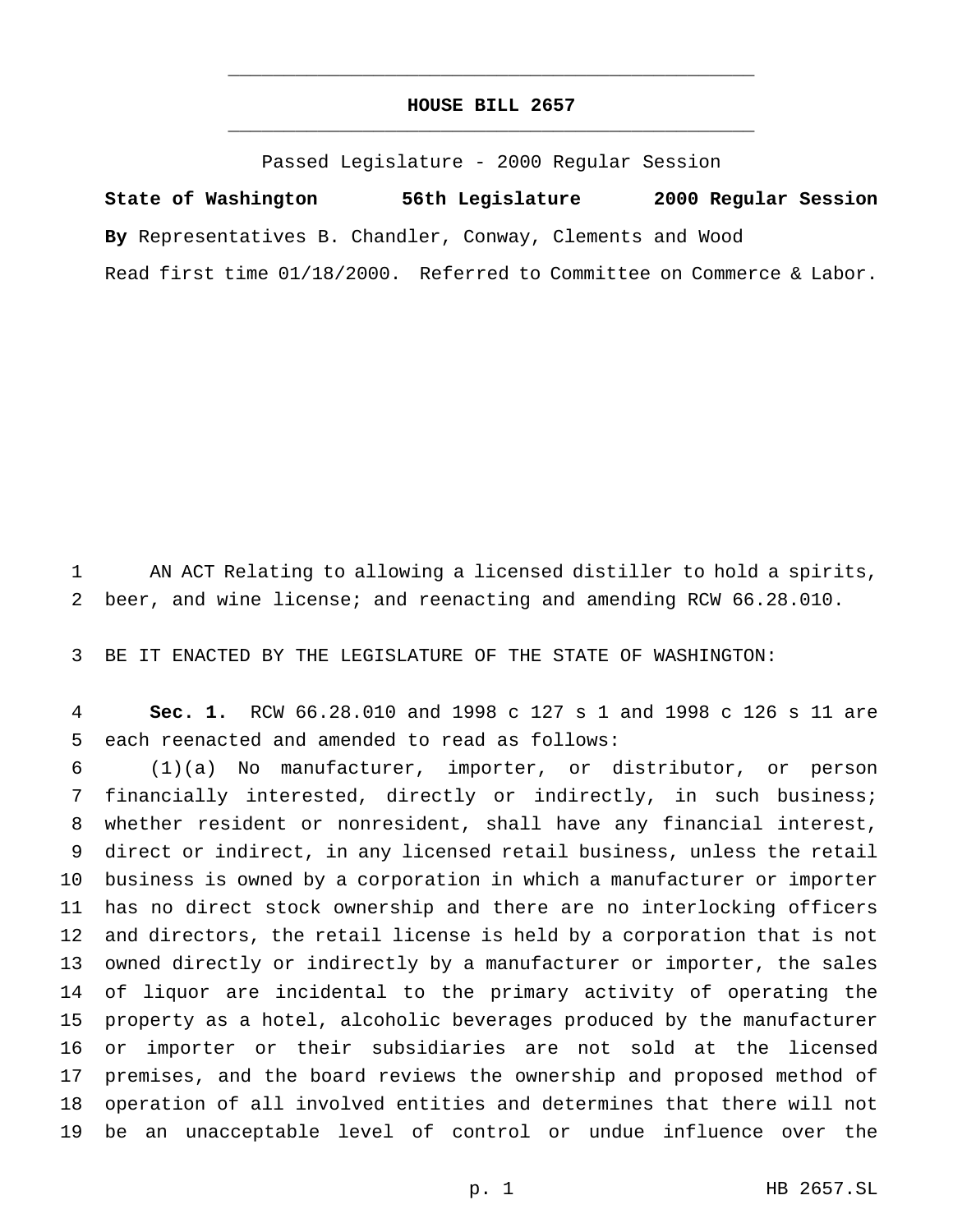# HOUSE BILL 2657

Passed Legislature - 2000 Regular Session

**State of Washington 56th Legislature 2000 Regular Session**

**By** Representatives B. Chandler, Conway, Clements and Wood

Read first time 01/18/2000. Referred to Committee on Commerce & Labor.

AN ACT Relating to allowing a licensed distiller to hold a spirits, beer, and wine license; and reenacting and amending RCW 66.28.010.

BE IT ENACTED BY THE LEGISLATURE OF THE STATE OF WASHINGTON:

**Sec. 1.** RCW 66.28.010 and 1998 c 127 s 1 and 1998 c 126 s 11 are each reenacted and amended to read as follows:

(1)(a) No manufacturer, importer, or distributor, or person financially interested, directly or indirectly, in such business; whether resident or nonresident, shall have any financial interest, direct or indirect, in any licensed retail business, unless the retail business is owned by a corporation in which a manufacturer or importer has no direct stock ownership and there are no interlocking officers and directors, the retail license is held by a corporation that is not owned directly or indirectly by a manufacturer or importer, the sales of liquor are incidental to the primary activity of operating the property as a hotel, alcoholic beverages produced by the manufacturer or importer or their subsidiaries are not sold at the licensed premises, and the board reviews the ownership and proposed method of operation of all involved entities and determines that there will not be an unacceptable level of control or undue influence over the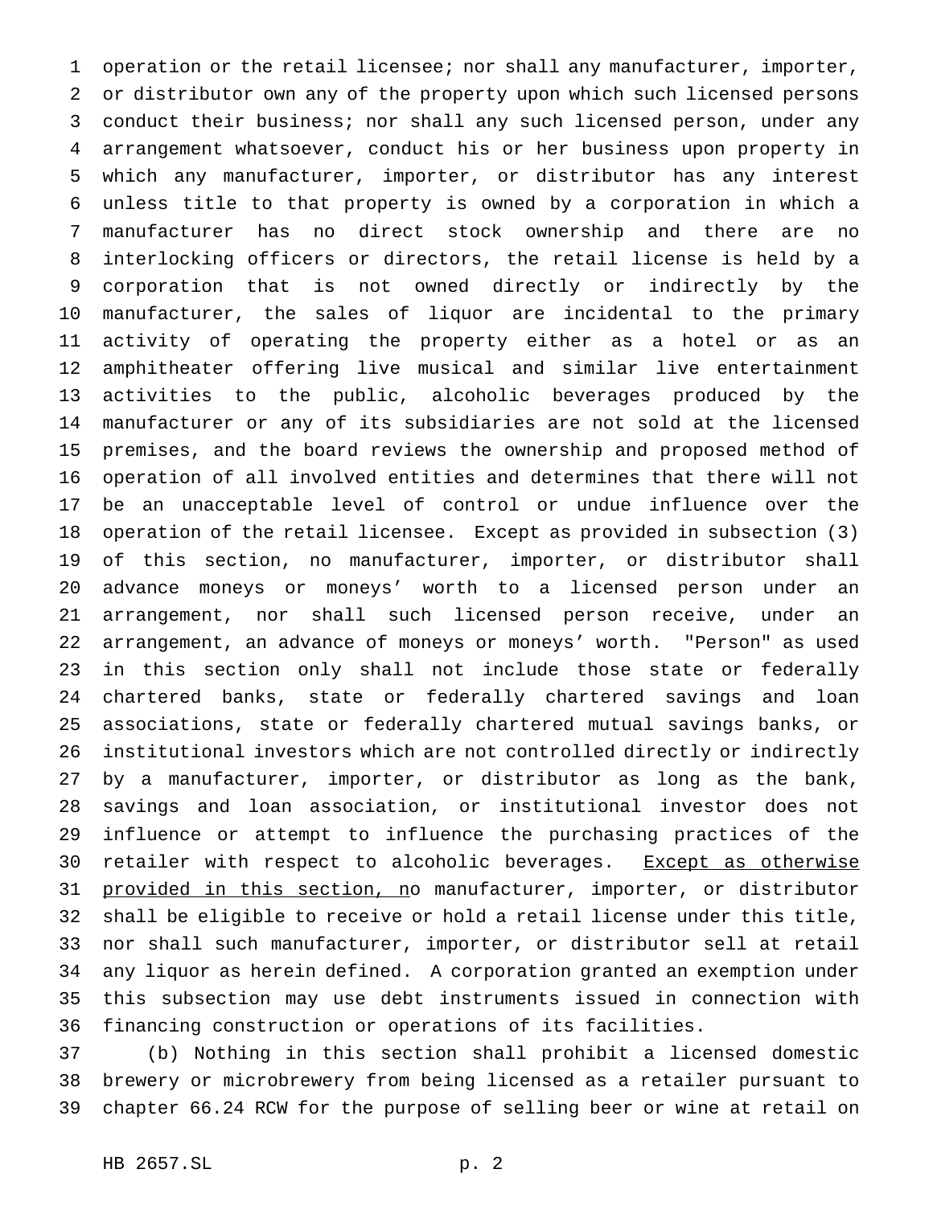operation or the retail licensee; nor shall any manufacturer, importer, or distributor own any of the property upon which such licensed persons conduct their business; nor shall any such licensed person, under any arrangement whatsoever, conduct his or her business upon property in which any manufacturer, importer, or distributor has any interest unless title to that property is owned by a corporation in which a manufacturer has no direct stock ownership and there are no interlocking officers or directors, the retail license is held by a corporation that is not owned directly or indirectly by the manufacturer, the sales of liquor are incidental to the primary activity of operating the property either as a hotel or as an amphitheater offering live musical and similar live entertainment activities to the public, alcoholic beverages produced by the manufacturer or any of its subsidiaries are not sold at the licensed premises, and the board reviews the ownership and proposed method of operation of all involved entities and determines that there will not be an unacceptable level of control or undue influence over the operation of the retail licensee. Except as provided in subsection (3) of this section, no manufacturer, importer, or distributor shall advance moneys or moneys' worth to a licensed person under an arrangement, nor shall such licensed person receive, under an arrangement, an advance of moneys or moneys' worth. "Person" as used in this section only shall not include those state or federally chartered banks, state or federally chartered savings and loan associations, state or federally chartered mutual savings banks, or institutional investors which are not controlled directly or indirectly by a manufacturer, importer, or distributor as long as the bank, savings and loan association, or institutional investor does not influence or attempt to influence the purchasing practices of the retailer with respect to alcoholic beverages. Except as otherwise provided in this section, no manufacturer, importer, or distributor shall be eligible to receive or hold a retail license under this title, nor shall such manufacturer, importer, or distributor sell at retail any liquor as herein defined. A corporation granted an exemption under this subsection may use debt instruments issued in connection with financing construction or operations of its facilities.

(b) Nothing in this section shall prohibit a licensed domestic brewery or microbrewery from being licensed as a retailer pursuant to chapter 66.24 RCW for the purpose of selling beer or wine at retail on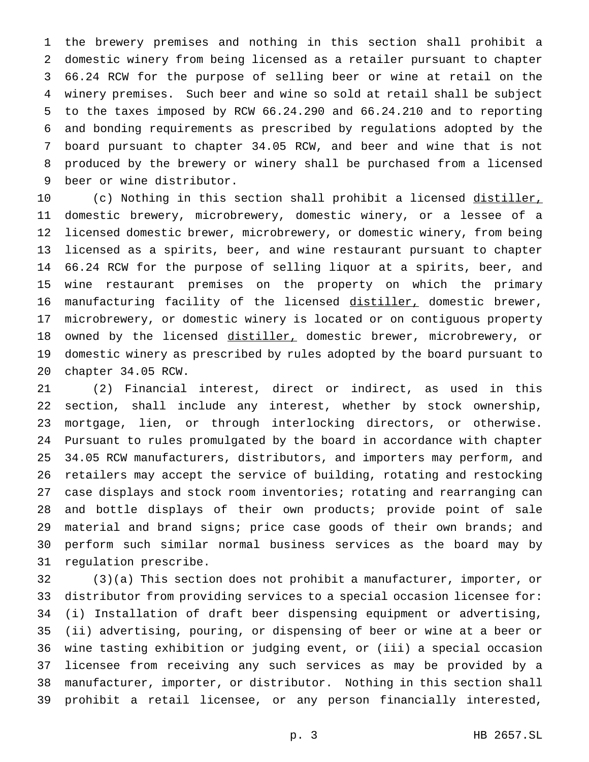the brewery premises and nothing in this section shall prohibit a domestic winery from being licensed as a retailer pursuant to chapter 66.24 RCW for the purpose of selling beer or wine at retail on the winery premises. Such beer and wine so sold at retail shall be subject to the taxes imposed by RCW 66.24.290 and 66.24.210 and to reporting and bonding requirements as prescribed by regulations adopted by the board pursuant to chapter 34.05 RCW, and beer and wine that is not produced by the brewery or winery shall be purchased from a licensed beer or wine distributor.

(c) Nothing in this section shall prohibit a licensed <u>distiller,</u> domestic brewery, microbrewery, domestic winery, or a lessee of a licensed domestic brewer, microbrewery, or domestic winery, from being licensed as a spirits, beer, and wine restaurant pursuant to chapter 66.24 RCW for the purpose of selling liquor at a spirits, beer, and wine restaurant premises on the property on which the primary manufacturing facility of the licensed <u>distiller,</u> domestic brewer, microbrewery, or domestic winery is located or on contiguous property owned by the licensed <u>distiller,</u> domestic brewer, microbrewery, or domestic winery as prescribed by rules adopted by the board pursuant to chapter 34.05 RCW.

(2) Financial interest, direct or indirect, as used in this section, shall include any interest, whether by stock ownership, mortgage, lien, or through interlocking directors, or otherwise. Pursuant to rules promulgated by the board in accordance with chapter 34.05 RCW manufacturers, distributors, and importers may perform, and retailers may accept the service of building, rotating and restocking case displays and stock room inventories; rotating and rearranging can and bottle displays of their own products; provide point of sale material and brand signs; price case goods of their own brands; and perform such similar normal business services as the board may by regulation prescribe.

(3)(a) This section does not prohibit a manufacturer, importer, or distributor from providing services to a special occasion licensee for: (i) Installation of draft beer dispensing equipment or advertising, (ii) advertising, pouring, or dispensing of beer or wine at a beer or wine tasting exhibition or judging event, or (iii) a special occasion licensee from receiving any such services as may be provided by a manufacturer, importer, or distributor. Nothing in this section shall prohibit a retail licensee, or any person financially interested,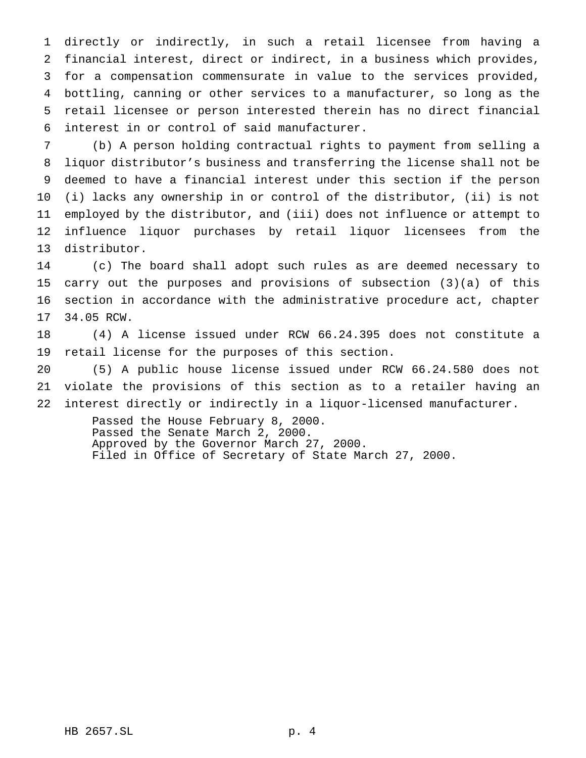directly or indirectly, in such a retail licensee from having a financial interest, direct or indirect, in a business which provides, for a compensation commensurate in value to the services provided, bottling, canning or other services to a manufacturer, so long as the retail licensee or person interested therein has no direct financial interest in or control of said manufacturer.

(b) A person holding contractual rights to payment from selling a liquor distributor's business and transferring the license shall not be deemed to have a financial interest under this section if the person (i) lacks any ownership in or control of the distributor, (ii) is not employed by the distributor, and (iii) does not influence or attempt to influence liquor purchases by retail liquor licensees from the distributor.

(c) The board shall adopt such rules as are deemed necessary to carry out the purposes and provisions of subsection (3)(a) of this section in accordance with the administrative procedure act, chapter 34.05 RCW.

(4) A license issued under RCW 66.24.395 does not constitute a retail license for the purposes of this section.

(5) A public house license issued under RCW 66.24.580 does not violate the provisions of this section as to a retailer having an interest directly or indirectly in a liquor-licensed manufacturer.

Passed the House February 8, 2000.
Passed the Senate March 2, 2000.
Approved by the Governor March 27, 2000.
Filed in Office of Secretary of State March 27, 2000.